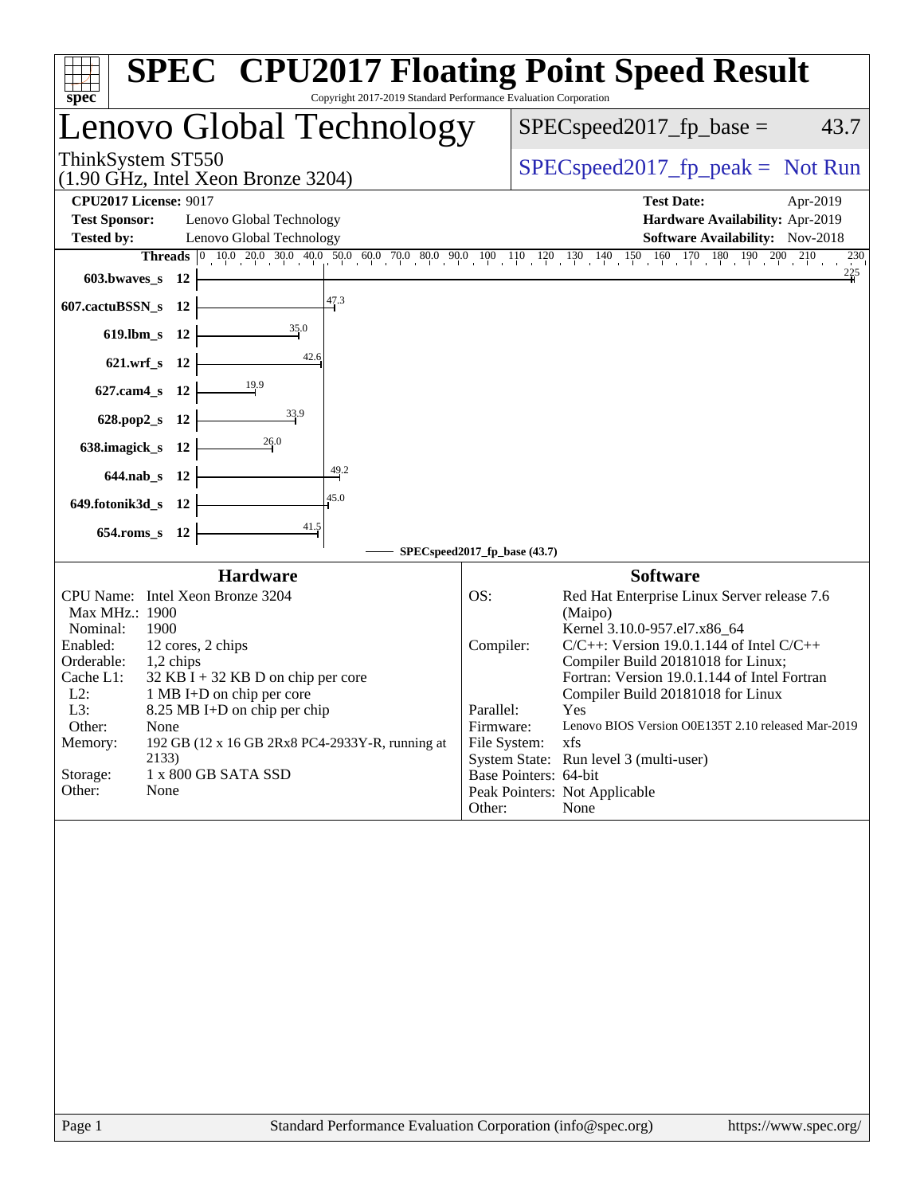# SPEC CPU2017 Floating Point Speed Result

Copyright 2017-2019 Standard Performance Evaluation Corporation

## Lenovo Global Technology

ThinkSystem ST550
(1.90 GHz, Intel Xeon Bronze 3204)

SPECspeed2017_fp_base = 43.7

SPECspeed2017_fp_peak = Not Run

**CPU2017 License:** 9017
**Test Sponsor:** Lenovo Global Technology
**Tested by:** Lenovo Global Technology

**Test Date:** Apr-2019
**Hardware Availability:** Apr-2019
**Software Availability:** Nov-2018

| Benchmark | Threads | SPECspeed2017_fp_base |
|---|---|---|
| 603.bwaves_s | 12 | 225 |
| 607.cactuBSSN_s | 12 | 47.3 |
| 619.lbm_s | 12 | 35.0 |
| 621.wrf_s | 12 | 42.6 |
| 627.cam4_s | 12 | 19.9 |
| 628.pop2_s | 12 | 33.9 |
| 638.imagick_s | 12 | 26.0 |
| 644.nab_s | 12 | 49.2 |
| 649.fotonik3d_s | 12 | 45.0 |
| 654.roms_s | 12 | 41.5 |

SPECspeed2017_fp_base (43.7)

### Hardware

| | |
|---|---|
| CPU Name: | Intel Xeon Bronze 3204 |
| Max MHz.: | 1900 |
| Nominal: | 1900 |
| Enabled: | 12 cores, 2 chips |
| Orderable: | 1,2 chips |
| Cache L1: | 32 KB I + 32 KB D on chip per core |
| L2: | 1 MB I+D on chip per core |
| L3: | 8.25 MB I+D on chip per chip |
| Other: | None |
| Memory: | 192 GB (12 x 16 GB 2Rx8 PC4-2933Y-R, running at 2133) |
| Storage: | 1 x 800 GB SATA SSD |
| Other: | None |

### Software

| | |
|---|---|
| OS: | Red Hat Enterprise Linux Server release 7.6 (Maipo) Kernel 3.10.0-957.el7.x86_64 |
| Compiler: | C/C++: Version 19.0.1.144 of Intel C/C++ Compiler Build 20181018 for Linux; Fortran: Version 19.0.1.144 of Intel Fortran Compiler Build 20181018 for Linux |
| Parallel: | Yes |
| Firmware: | Lenovo BIOS Version O0E135T 2.10 released Mar-2019 |
| File System: | xfs |
| System State: | Run level 3 (multi-user) |
| Base Pointers: | 64-bit |
| Peak Pointers: | Not Applicable |
| Other: | None |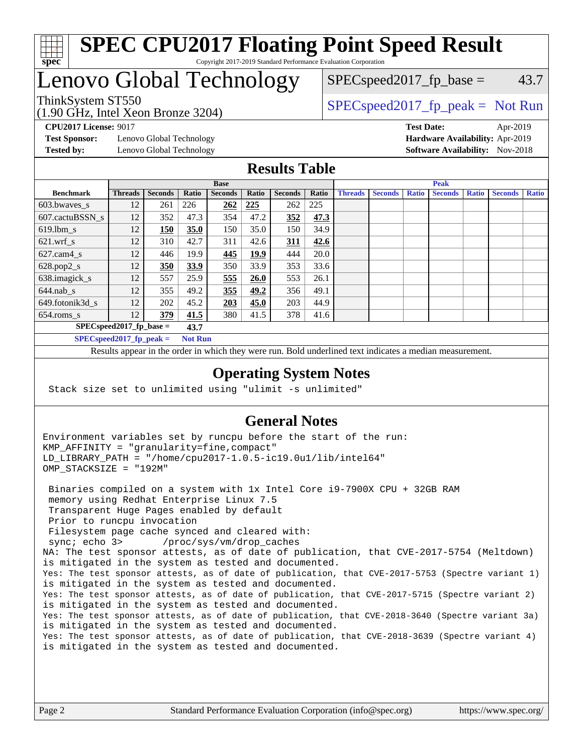# SPEC CPU2017 Floating Point Speed Result

Copyright 2017-2019 Standard Performance Evaluation Corporation

## Lenovo Global Technology

ThinkSystem ST550
(1.90 GHz, Intel Xeon Bronze 3204)

SPECspeed2017_fp_base = 43.7

SPECspeed2017_fp_peak = Not Run

**CPU2017 License:** 9017
**Test Sponsor:** Lenovo Global Technology
**Tested by:** Lenovo Global Technology

**Test Date:** Apr-2019
**Hardware Availability:** Apr-2019
**Software Availability:** Nov-2018

## Results Table

| Benchmark | Base | | | | | | | Peak | | | | | | |
|---|---|---|---|---|---|---|---|---|---|---|---|---|---|---|
| | Threads | Seconds | Ratio | Seconds | Ratio | Seconds | Ratio | Threads | Seconds | Ratio | Seconds | Ratio | Seconds | Ratio |
| 603.bwaves_s | 12 | 261 | 226 | **262** | **225** | 262 | 225 | | | | | | | |
| 607.cactuBSSN_s | 12 | 352 | 47.3 | 354 | 47.2 | **352** | **47.3** | | | | | | | |
| 619.lbm_s | 12 | **150** | **35.0** | 150 | 35.0 | 150 | 34.9 | | | | | | | |
| 621.wrf_s | 12 | 310 | 42.7 | 311 | 42.6 | **311** | **42.6** | | | | | | | |
| 627.cam4_s | 12 | 446 | 19.9 | **445** | **19.9** | 444 | 20.0 | | | | | | | |
| 628.pop2_s | 12 | **350** | **33.9** | 350 | 33.9 | 353 | 33.6 | | | | | | | |
| 638.imagick_s | 12 | 557 | 25.9 | **555** | **26.0** | 553 | 26.1 | | | | | | | |
| 644.nab_s | 12 | 355 | 49.2 | **355** | **49.2** | 356 | 49.1 | | | | | | | |
| 649.fotonik3d_s | 12 | 202 | 45.2 | **203** | **45.0** | 203 | 44.9 | | | | | | | |
| 654.roms_s | 12 | **379** | **41.5** | 380 | 41.5 | 378 | 41.6 | | | | | | | |

**SPECspeed2017_fp_base = 43.7**

**SPECspeed2017_fp_peak = Not Run**

Results appear in the order in which they were run. Bold underlined text indicates a median measurement.

## Operating System Notes

```
Stack size set to unlimited using "ulimit -s unlimited"
```

## General Notes

```
Environment variables set by runcpu before the start of the run:
KMP_AFFINITY = "granularity=fine,compact"
LD_LIBRARY_PATH = "/home/cpu2017-1.0.5-ic19.0u1/lib/intel64"
OMP_STACKSIZE = "192M"

 Binaries compiled on a system with 1x Intel Core i9-7900X CPU + 32GB RAM
 memory using Redhat Enterprise Linux 7.5
 Transparent Huge Pages enabled by default
 Prior to runcpu invocation
 Filesystem page cache synced and cleared with:
 sync; echo 3>       /proc/sys/vm/drop_caches
NA: The test sponsor attests, as of date of publication, that CVE-2017-5754 (Meltdown)
is mitigated in the system as tested and documented.
Yes: The test sponsor attests, as of date of publication, that CVE-2017-5753 (Spectre variant 1)
is mitigated in the system as tested and documented.
Yes: The test sponsor attests, as of date of publication, that CVE-2017-5715 (Spectre variant 2)
is mitigated in the system as tested and documented.
Yes: The test sponsor attests, as of date of publication, that CVE-2018-3640 (Spectre variant 3a)
is mitigated in the system as tested and documented.
Yes: The test sponsor attests, as of date of publication, that CVE-2018-3639 (Spectre variant 4)
is mitigated in the system as tested and documented.
```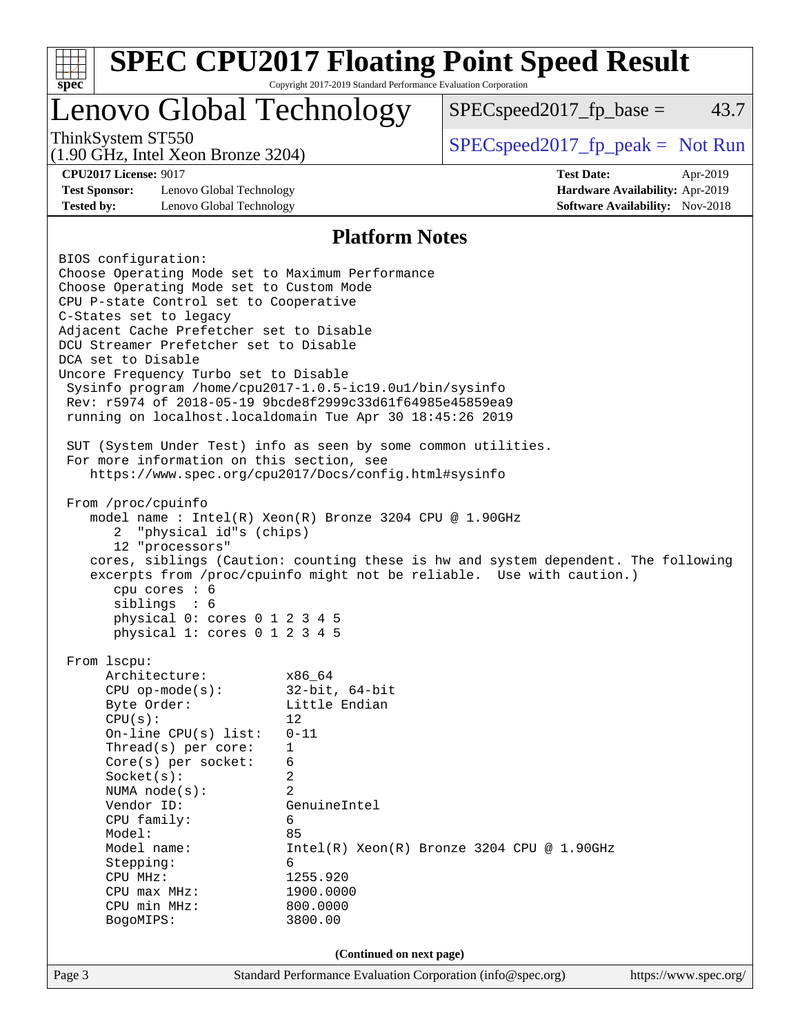# SPEC CPU2017 Floating Point Speed Result

Copyright 2017-2019 Standard Performance Evaluation Corporation

## Lenovo Global Technology

ThinkSystem ST550
(1.90 GHz, Intel Xeon Bronze 3204)

SPECspeed2017_fp_base = 43.7

SPECspeed2017_fp_peak = Not Run

**CPU2017 License:** 9017
**Test Sponsor:** Lenovo Global Technology
**Tested by:** Lenovo Global Technology

**Test Date:** Apr-2019
**Hardware Availability:** Apr-2019
**Software Availability:** Nov-2018

### Platform Notes

```
BIOS configuration:
Choose Operating Mode set to Maximum Performance
Choose Operating Mode set to Custom Mode
CPU P-state Control set to Cooperative
C-States set to legacy
Adjacent Cache Prefetcher set to Disable
DCU Streamer Prefetcher set to Disable
DCA set to Disable
Uncore Frequency Turbo set to Disable
 Sysinfo program /home/cpu2017-1.0.5-ic19.0u1/bin/sysinfo
 Rev: r5974 of 2018-05-19 9bcde8f2999c33d61f64985e45859ea9
 running on localhost.localdomain Tue Apr 30 18:45:26 2019

 SUT (System Under Test) info as seen by some common utilities.
 For more information on this section, see
    https://www.spec.org/cpu2017/Docs/config.html#sysinfo

 From /proc/cpuinfo
    model name : Intel(R) Xeon(R) Bronze 3204 CPU @ 1.90GHz
       2  "physical id"s (chips)
       12 "processors"
    cores, siblings (Caution: counting these is hw and system dependent. The following
    excerpts from /proc/cpuinfo might not be reliable.  Use with caution.)
       cpu cores : 6
       siblings  : 6
       physical 0: cores 0 1 2 3 4 5
       physical 1: cores 0 1 2 3 4 5

 From lscpu:
      Architecture:          x86_64
      CPU op-mode(s):        32-bit, 64-bit
      Byte Order:            Little Endian
      CPU(s):                12
      On-line CPU(s) list:   0-11
      Thread(s) per core:    1
      Core(s) per socket:    6
      Socket(s):             2
      NUMA node(s):          2
      Vendor ID:             GenuineIntel
      CPU family:            6
      Model:                 85
      Model name:            Intel(R) Xeon(R) Bronze 3204 CPU @ 1.90GHz
      Stepping:              6
      CPU MHz:               1255.920
      CPU max MHz:           1900.0000
      CPU min MHz:           800.0000
      BogoMIPS:              3800.00
```

**(Continued on next page)**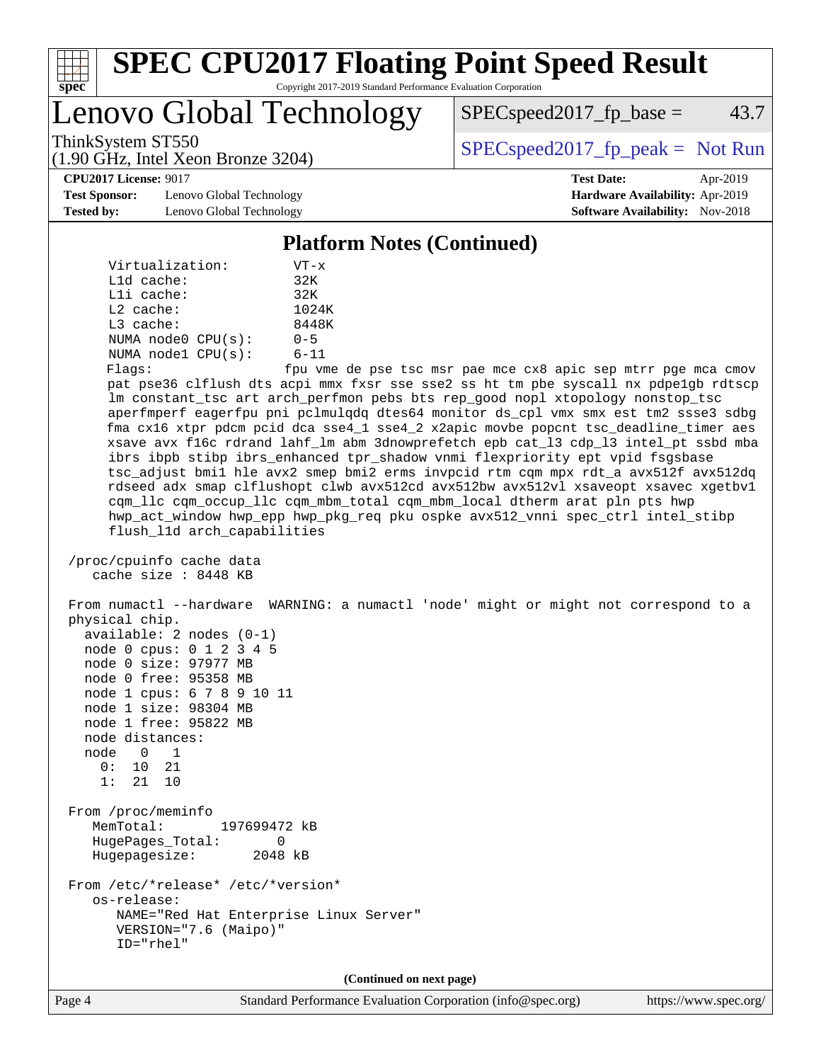# SPEC CPU2017 Floating Point Speed Result

Copyright 2017-2019 Standard Performance Evaluation Corporation

## Lenovo Global Technology

ThinkSystem ST550
(1.90 GHz, Intel Xeon Bronze 3204)

SPECspeed2017_fp_base = 43.7

SPECspeed2017_fp_peak = Not Run

**CPU2017 License:** 9017
**Test Sponsor:** Lenovo Global Technology
**Tested by:** Lenovo Global Technology

**Test Date:** Apr-2019
**Hardware Availability:** Apr-2019
**Software Availability:** Nov-2018

### Platform Notes (Continued)

```
      Virtualization:        VT-x
      L1d cache:             32K
      L1i cache:             32K
      L2 cache:              1024K
      L3 cache:              8448K
      NUMA node0 CPU(s):     0-5
      NUMA node1 CPU(s):     6-11
      Flags:                 fpu vme de pse tsc msr pae mce cx8 apic sep mtrr pge mca cmov
      pat pse36 clflush dts acpi mmx fxsr sse sse2 ss ht tm pbe syscall nx pdpe1gb rdtscp
      lm constant_tsc art arch_perfmon pebs bts rep_good nopl xtopology nonstop_tsc
      aperfmperf eagerfpu pni pclmulqdq dtes64 monitor ds_cpl vmx smx est tm2 ssse3 sdbg
      fma cx16 xtpr pdcm pcid dca sse4_1 sse4_2 x2apic movbe popcnt tsc_deadline_timer aes
      xsave avx f16c rdrand lahf_lm abm 3dnowprefetch epb cat_l3 cdp_l3 intel_pt ssbd mba
      ibrs ibpb stibp ibrs_enhanced tpr_shadow vnmi flexpriority ept vpid fsgsbase
      tsc_adjust bmi1 hle avx2 smep bmi2 erms invpcid rtm cqm mpx rdt_a avx512f avx512dq
      rdseed adx smap clflushopt clwb avx512cd avx512bw avx512vl xsaveopt xsavec xgetbv1
      cqm_llc cqm_occup_llc cqm_mbm_total cqm_mbm_local dtherm arat pln pts hwp
      hwp_act_window hwp_epp hwp_pkg_req pku ospke avx512_vnni spec_ctrl intel_stibp
      flush_l1d arch_capabilities

 /proc/cpuinfo cache data
    cache size : 8448 KB

 From numactl --hardware  WARNING: a numactl 'node' might or might not correspond to a
 physical chip.
   available: 2 nodes (0-1)
   node 0 cpus: 0 1 2 3 4 5
   node 0 size: 97977 MB
   node 0 free: 95358 MB
   node 1 cpus: 6 7 8 9 10 11
   node 1 size: 98304 MB
   node 1 free: 95822 MB
   node distances:
   node   0   1
     0:  10  21
     1:  21  10

 From /proc/meminfo
    MemTotal:       197699472 kB
    HugePages_Total:       0
    Hugepagesize:       2048 kB

 From /etc/*release* /etc/*version*
    os-release:
       NAME="Red Hat Enterprise Linux Server"
       VERSION="7.6 (Maipo)"
       ID="rhel"
```

(Continued on next page)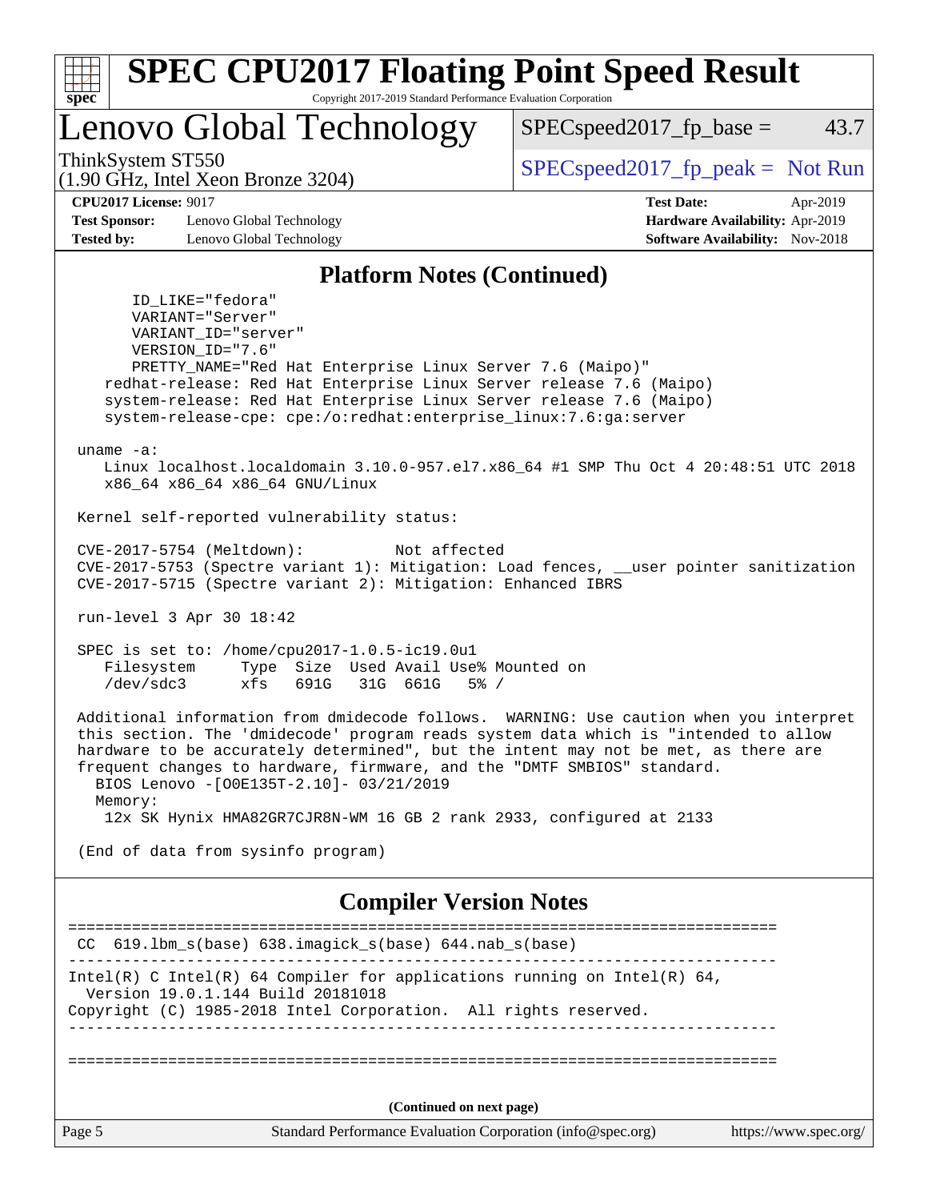# SPEC CPU2017 Floating Point Speed Result

Copyright 2017-2019 Standard Performance Evaluation Corporation

## Lenovo Global Technology

ThinkSystem ST550
(1.90 GHz, Intel Xeon Bronze 3204)

SPECspeed2017_fp_base = 43.7

SPECspeed2017_fp_peak = Not Run

**CPU2017 License:** 9017
**Test Sponsor:** Lenovo Global Technology
**Tested by:** Lenovo Global Technology

**Test Date:** Apr-2019
**Hardware Availability:** Apr-2019
**Software Availability:** Nov-2018

### Platform Notes (Continued)

```
      ID_LIKE="fedora"
      VARIANT="Server"
      VARIANT_ID="server"
      VERSION_ID="7.6"
      PRETTY_NAME="Red Hat Enterprise Linux Server 7.6 (Maipo)"
   redhat-release: Red Hat Enterprise Linux Server release 7.6 (Maipo)
   system-release: Red Hat Enterprise Linux Server release 7.6 (Maipo)
   system-release-cpe: cpe:/o:redhat:enterprise_linux:7.6:ga:server

 uname -a:
   Linux localhost.localdomain 3.10.0-957.el7.x86_64 #1 SMP Thu Oct 4 20:48:51 UTC 2018
   x86_64 x86_64 x86_64 GNU/Linux

 Kernel self-reported vulnerability status:

 CVE-2017-5754 (Meltdown):          Not affected
 CVE-2017-5753 (Spectre variant 1): Mitigation: Load fences, __user pointer sanitization
 CVE-2017-5715 (Spectre variant 2): Mitigation: Enhanced IBRS

 run-level 3 Apr 30 18:42

 SPEC is set to: /home/cpu2017-1.0.5-ic19.0u1
   Filesystem     Type  Size  Used Avail Use% Mounted on
   /dev/sdc3      xfs   691G   31G  661G   5% /

 Additional information from dmidecode follows.  WARNING: Use caution when you interpret
 this section. The 'dmidecode' program reads system data which is "intended to allow
 hardware to be accurately determined", but the intent may not be met, as there are
 frequent changes to hardware, firmware, and the "DMTF SMBIOS" standard.
   BIOS Lenovo -[O0E135T-2.10]- 03/21/2019
   Memory:
    12x SK Hynix HMA82GR7CJR8N-WM 16 GB 2 rank 2933, configured at 2133

 (End of data from sysinfo program)
```

### Compiler Version Notes

```
==============================================================================
 CC  619.lbm_s(base) 638.imagick_s(base) 644.nab_s(base)
------------------------------------------------------------------------------
Intel(R) C Intel(R) 64 Compiler for applications running on Intel(R) 64,
  Version 19.0.1.144 Build 20181018
Copyright (C) 1985-2018 Intel Corporation.  All rights reserved.
------------------------------------------------------------------------------

==============================================================================
```

(Continued on next page)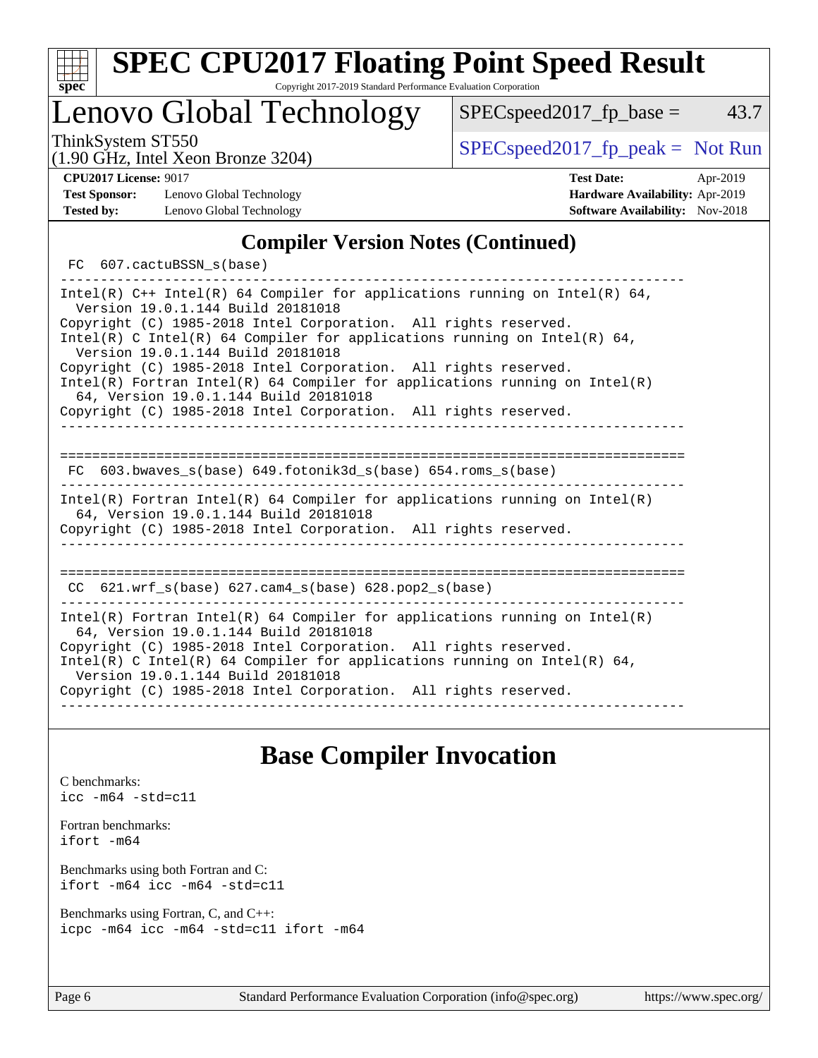## Compiler Version Notes (Continued)

```
 FC  607.cactuBSSN_s(base)
------------------------------------------------------------------------------
Intel(R) C++ Intel(R) 64 Compiler for applications running on Intel(R) 64,
  Version 19.0.1.144 Build 20181018
Copyright (C) 1985-2018 Intel Corporation.  All rights reserved.
Intel(R) C Intel(R) 64 Compiler for applications running on Intel(R) 64,
  Version 19.0.1.144 Build 20181018
Copyright (C) 1985-2018 Intel Corporation.  All rights reserved.
Intel(R) Fortran Intel(R) 64 Compiler for applications running on Intel(R)
  64, Version 19.0.1.144 Build 20181018
Copyright (C) 1985-2018 Intel Corporation.  All rights reserved.
------------------------------------------------------------------------------

==============================================================================
 FC  603.bwaves_s(base) 649.fotonik3d_s(base) 654.roms_s(base)
------------------------------------------------------------------------------
Intel(R) Fortran Intel(R) 64 Compiler for applications running on Intel(R)
  64, Version 19.0.1.144 Build 20181018
Copyright (C) 1985-2018 Intel Corporation.  All rights reserved.
------------------------------------------------------------------------------

==============================================================================
 CC  621.wrf_s(base) 627.cam4_s(base) 628.pop2_s(base)
------------------------------------------------------------------------------
Intel(R) Fortran Intel(R) 64 Compiler for applications running on Intel(R)
  64, Version 19.0.1.144 Build 20181018
Copyright (C) 1985-2018 Intel Corporation.  All rights reserved.
Intel(R) C Intel(R) 64 Compiler for applications running on Intel(R) 64,
  Version 19.0.1.144 Build 20181018
Copyright (C) 1985-2018 Intel Corporation.  All rights reserved.
------------------------------------------------------------------------------
```

## Base Compiler Invocation

C benchmarks:
```
icc -m64 -std=c11
```

Fortran benchmarks:
```
ifort -m64
```

Benchmarks using both Fortran and C:
```
ifort -m64 icc -m64 -std=c11
```

Benchmarks using Fortran, C, and C++:
```
icpc -m64 icc -m64 -std=c11 ifort -m64
```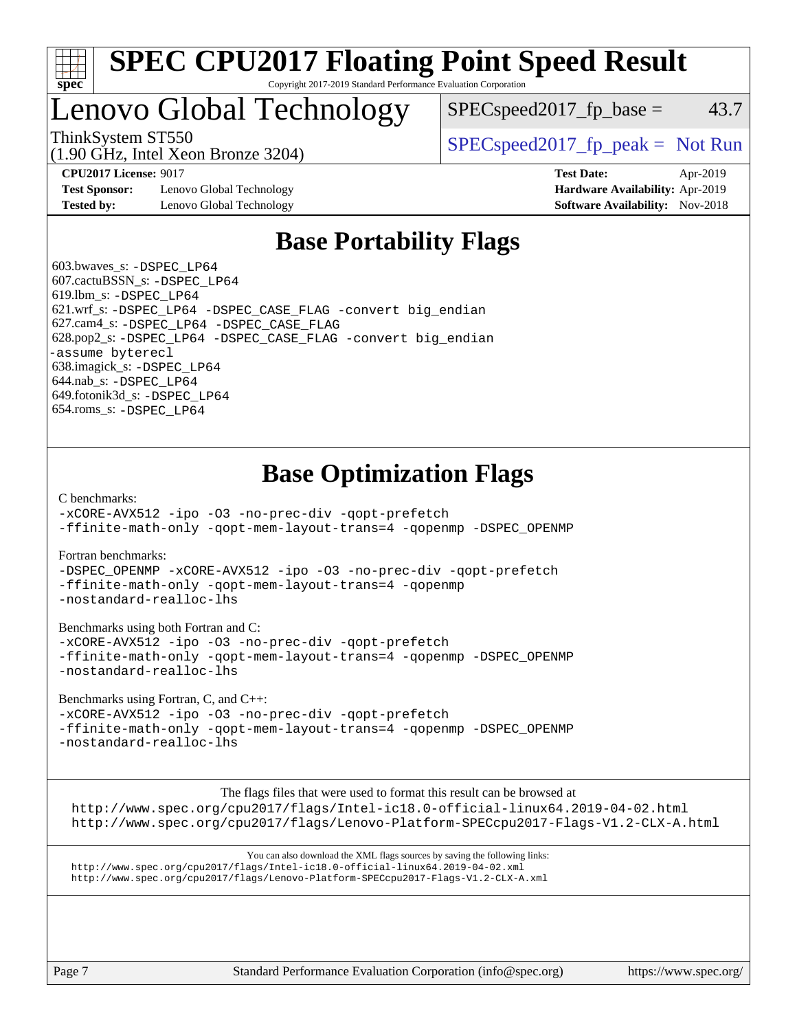# SPEC CPU2017 Floating Point Speed Result

Copyright 2017-2019 Standard Performance Evaluation Corporation

## Lenovo Global Technology

ThinkSystem ST550
(1.90 GHz, Intel Xeon Bronze 3204)

SPECspeed2017_fp_base = 43.7

SPECspeed2017_fp_peak = Not Run

**CPU2017 License:** 9017
**Test Sponsor:** Lenovo Global Technology
**Tested by:** Lenovo Global Technology

**Test Date:** Apr-2019
**Hardware Availability:** Apr-2019
**Software Availability:** Nov-2018

## Base Portability Flags

603.bwaves_s: `-DSPEC_LP64`
607.cactuBSSN_s: `-DSPEC_LP64`
619.lbm_s: `-DSPEC_LP64`
621.wrf_s: `-DSPEC_LP64 -DSPEC_CASE_FLAG -convert big_endian`
627.cam4_s: `-DSPEC_LP64 -DSPEC_CASE_FLAG`
628.pop2_s: `-DSPEC_LP64 -DSPEC_CASE_FLAG -convert big_endian -assume byterecl`
638.imagick_s: `-DSPEC_LP64`
644.nab_s: `-DSPEC_LP64`
649.fotonik3d_s: `-DSPEC_LP64`
654.roms_s: `-DSPEC_LP64`

## Base Optimization Flags

C benchmarks:
```
-xCORE-AVX512 -ipo -O3 -no-prec-div -qopt-prefetch
-ffinite-math-only -qopt-mem-layout-trans=4 -qopenmp -DSPEC_OPENMP
```

Fortran benchmarks:
```
-DSPEC_OPENMP -xCORE-AVX512 -ipo -O3 -no-prec-div -qopt-prefetch
-ffinite-math-only -qopt-mem-layout-trans=4 -qopenmp
-nostandard-realloc-lhs
```

Benchmarks using both Fortran and C:
```
-xCORE-AVX512 -ipo -O3 -no-prec-div -qopt-prefetch
-ffinite-math-only -qopt-mem-layout-trans=4 -qopenmp -DSPEC_OPENMP
-nostandard-realloc-lhs
```

Benchmarks using Fortran, C, and C++:
```
-xCORE-AVX512 -ipo -O3 -no-prec-div -qopt-prefetch
-ffinite-math-only -qopt-mem-layout-trans=4 -qopenmp -DSPEC_OPENMP
-nostandard-realloc-lhs
```

The flags files that were used to format this result can be browsed at
http://www.spec.org/cpu2017/flags/Intel-ic18.0-official-linux64.2019-04-02.html
http://www.spec.org/cpu2017/flags/Lenovo-Platform-SPECcpu2017-Flags-V1.2-CLX-A.html

You can also download the XML flags sources by saving the following links:
http://www.spec.org/cpu2017/flags/Intel-ic18.0-official-linux64.2019-04-02.xml
http://www.spec.org/cpu2017/flags/Lenovo-Platform-SPECcpu2017-Flags-V1.2-CLX-A.xml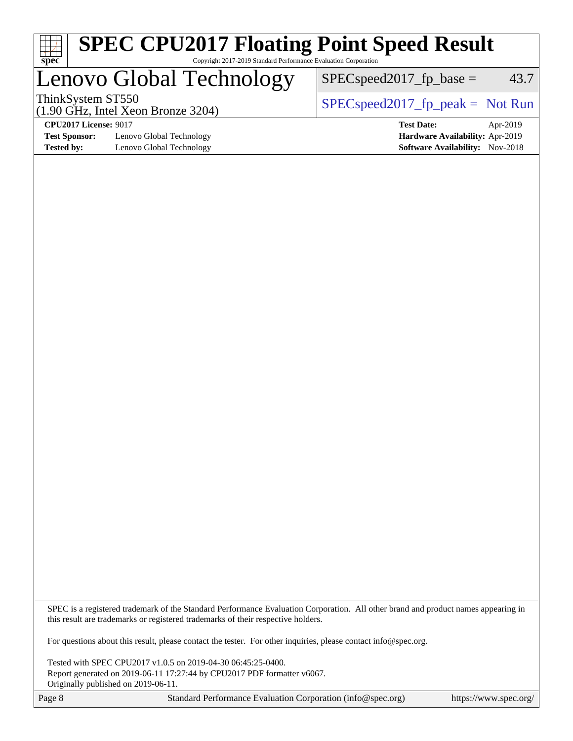SPEC is a registered trademark of the Standard Performance Evaluation Corporation. All other brand and product names appearing in this result are trademarks or registered trademarks of their respective holders.

For questions about this result, please contact the tester. For other inquiries, please contact info@spec.org.

Tested with SPEC CPU2017 v1.0.5 on 2019-04-30 06:45:25-0400.
Report generated on 2019-06-11 17:27:44 by CPU2017 PDF formatter v6067.
Originally published on 2019-06-11.